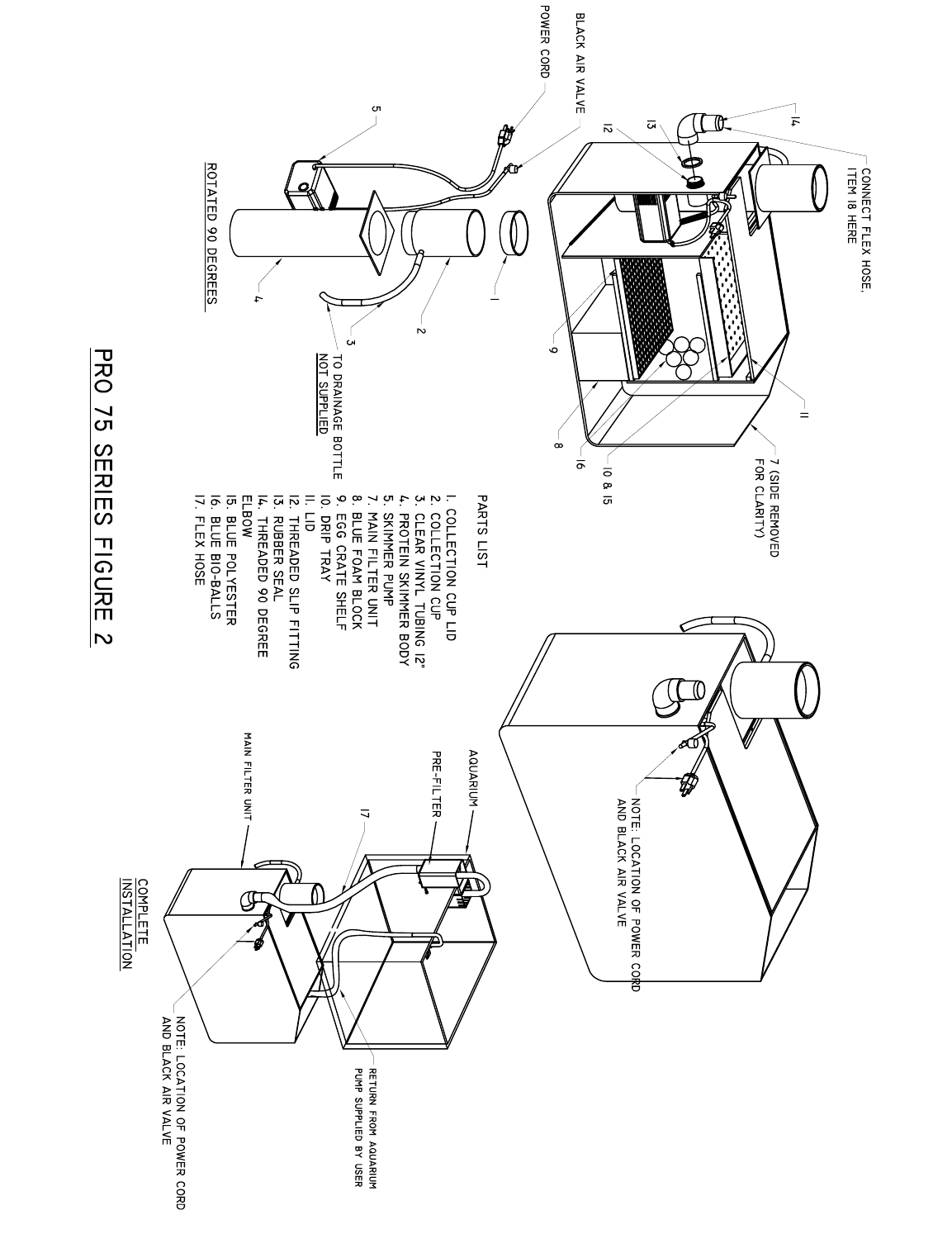# PRO 75 SERIES FIGURE 2

PARTS LIST

1. COLLECTION CUP LID
2. COLLECTION CUP
3. CLEAR VINYL TUBING 12"
4. PROTEIN SKIMMER BODY
5. SKIMMER PUMP
7. MAIN FILTER UNIT
8. BLUE FOAM BLOCK
9. EGG CRATE SHELF
10. DRIP TRAY
11. LID
12. THREADED SLIP FITTING
13. RUBBER SEAL
14. THREADED 90 DEGREE ELBOW
15. BLUE POLYESTER
16. BLUE BIO-BALLS
17. FLEX HOSE

CONNECT FLEX HOSE, ITEM 18 HERE

7 (SIDE REMOVED FOR CLARITY)

10 & 15

BLACK AIR VALVE

POWER CORD

TO DRAINAGE BOTTLE NOT SUPPLIED

ROTATED 90 DEGREES

NOTE: LOCATION OF POWER CORD AND BLACK AIR VALVE

COMPLETE INSTALLATION

AQUARIUM

PRE-FILTER

MAIN FILTER UNIT

RETURN FROM AQUARIUM PUMP SUPPLIED BY USER

NOTE: LOCATION OF POWER CORD AND BLACK AIR VALVE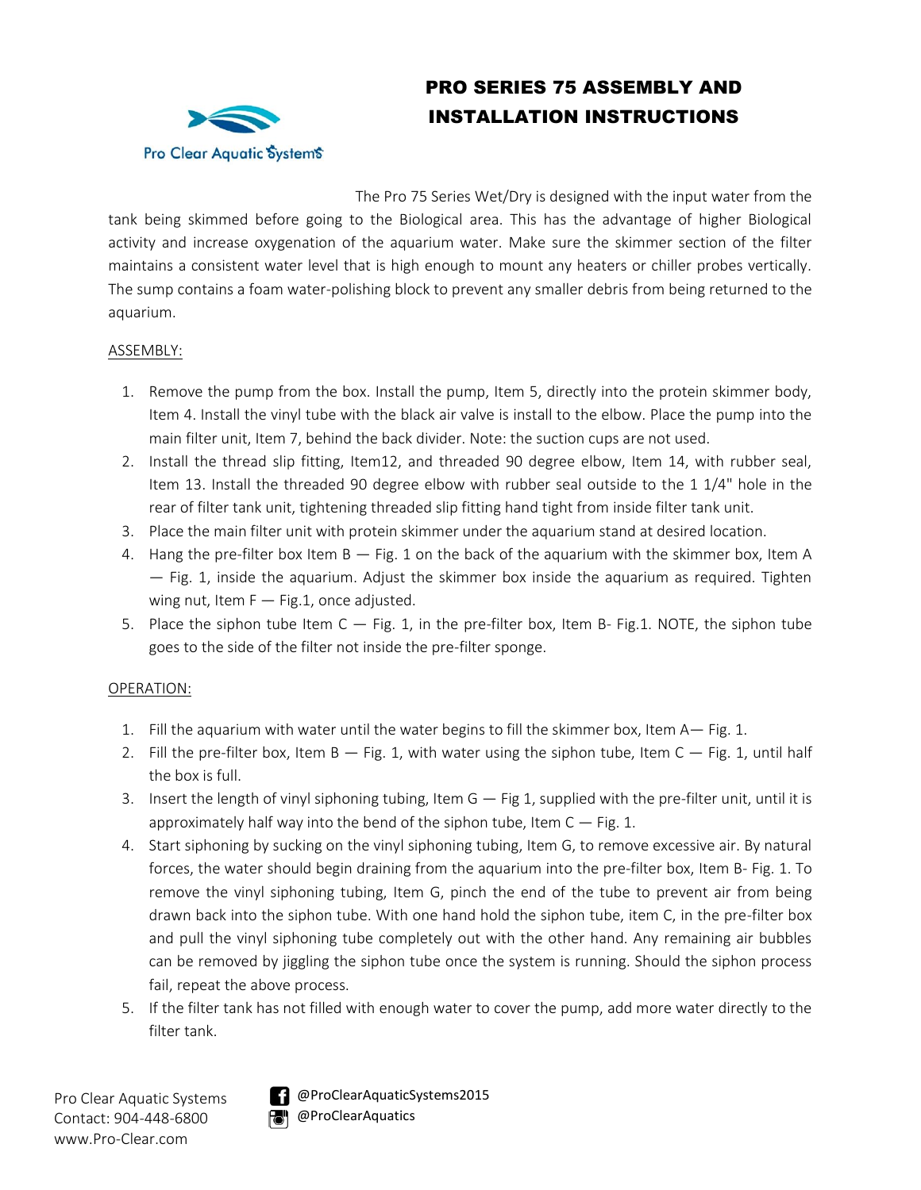Pro Clear Aquatic Systems

# PRO SERIES 75 ASSEMBLY AND INSTALLATION INSTRUCTIONS

The Pro 75 Series Wet/Dry is designed with the input water from the tank being skimmed before going to the Biological area. This has the advantage of higher Biological activity and increase oxygenation of the aquarium water. Make sure the skimmer section of the filter maintains a consistent water level that is high enough to mount any heaters or chiller probes vertically. The sump contains a foam water-polishing block to prevent any smaller debris from being returned to the aquarium.

## ASSEMBLY:

1. Remove the pump from the box. Install the pump, Item 5, directly into the protein skimmer body, Item 4. Install the vinyl tube with the black air valve is install to the elbow. Place the pump into the main filter unit, Item 7, behind the back divider. Note: the suction cups are not used.
2. Install the thread slip fitting, Item12, and threaded 90 degree elbow, Item 14, with rubber seal, Item 13. Install the threaded 90 degree elbow with rubber seal outside to the 1 1/4" hole in the rear of filter tank unit, tightening threaded slip fitting hand tight from inside filter tank unit.
3. Place the main filter unit with protein skimmer under the aquarium stand at desired location.
4. Hang the pre-filter box Item B — Fig. 1 on the back of the aquarium with the skimmer box, Item A — Fig. 1, inside the aquarium. Adjust the skimmer box inside the aquarium as required. Tighten wing nut, Item F — Fig.1, once adjusted.
5. Place the siphon tube Item C — Fig. 1, in the pre-filter box, Item B- Fig.1. NOTE, the siphon tube goes to the side of the filter not inside the pre-filter sponge.

## OPERATION:

1. Fill the aquarium with water until the water begins to fill the skimmer box, Item A— Fig. 1.
2. Fill the pre-filter box, Item B — Fig. 1, with water using the siphon tube, Item C — Fig. 1, until half the box is full.
3. Insert the length of vinyl siphoning tubing, Item G — Fig 1, supplied with the pre-filter unit, until it is approximately half way into the bend of the siphon tube, Item C — Fig. 1.
4. Start siphoning by sucking on the vinyl siphoning tubing, Item G, to remove excessive air. By natural forces, the water should begin draining from the aquarium into the pre-filter box, Item B- Fig. 1. To remove the vinyl siphoning tubing, Item G, pinch the end of the tube to prevent air from being drawn back into the siphon tube. With one hand hold the siphon tube, item C, in the pre-filter box and pull the vinyl siphoning tube completely out with the other hand. Any remaining air bubbles can be removed by jiggling the siphon tube once the system is running. Should the siphon process fail, repeat the above process.
5. If the filter tank has not filled with enough water to cover the pump, add more water directly to the filter tank.

Pro Clear Aquatic Systems
Contact: 904-448-6800
www.Pro-Clear.com

@ProClearAquaticSystems2015
@ProClearAquatics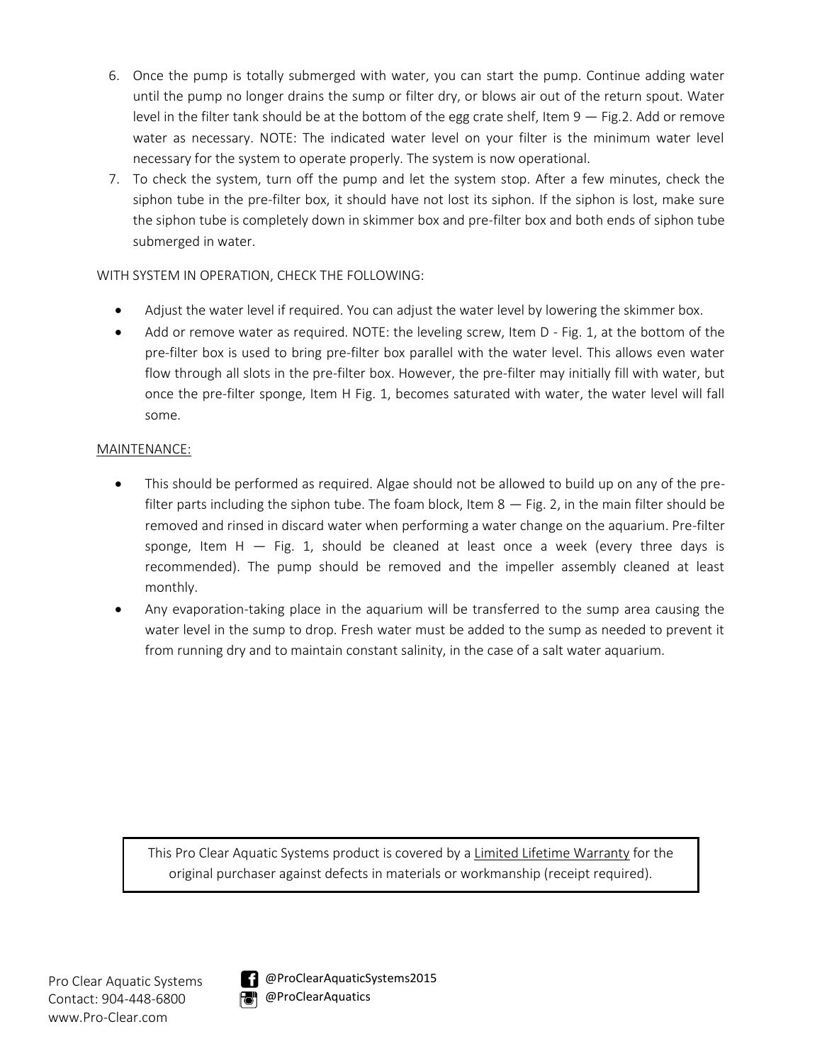6. Once the pump is totally submerged with water, you can start the pump. Continue adding water until the pump no longer drains the sump or filter dry, or blows air out of the return spout. Water level in the filter tank should be at the bottom of the egg crate shelf, Item 9 — Fig.2. Add or remove water as necessary. NOTE: The indicated water level on your filter is the minimum water level necessary for the system to operate properly. The system is now operational.
7. To check the system, turn off the pump and let the system stop. After a few minutes, check the siphon tube in the pre-filter box, it should have not lost its siphon. If the siphon is lost, make sure the siphon tube is completely down in skimmer box and pre-filter box and both ends of siphon tube submerged in water.

WITH SYSTEM IN OPERATION, CHECK THE FOLLOWING:

- Adjust the water level if required. You can adjust the water level by lowering the skimmer box.
- Add or remove water as required. NOTE: the leveling screw, Item D - Fig. 1, at the bottom of the pre-filter box is used to bring pre-filter box parallel with the water level. This allows even water flow through all slots in the pre-filter box. However, the pre-filter may initially fill with water, but once the pre-filter sponge, Item H Fig. 1, becomes saturated with water, the water level will fall some.

<u>MAINTENANCE:</u>

- This should be performed as required. Algae should not be allowed to build up on any of the pre-filter parts including the siphon tube. The foam block, Item 8 — Fig. 2, in the main filter should be removed and rinsed in discard water when performing a water change on the aquarium. Pre-filter sponge, Item H — Fig. 1, should be cleaned at least once a week (every three days is recommended). The pump should be removed and the impeller assembly cleaned at least monthly.
- Any evaporation-taking place in the aquarium will be transferred to the sump area causing the water level in the sump to drop. Fresh water must be added to the sump as needed to prevent it from running dry and to maintain constant salinity, in the case of a salt water aquarium.

This Pro Clear Aquatic Systems product is covered by a <u>Limited Lifetime Warranty</u> for the original purchaser against defects in materials or workmanship (receipt required).

Pro Clear Aquatic Systems
Contact: 904-448-6800
www.Pro-Clear.com

@ProClearAquaticSystems2015
@ProClearAquatics